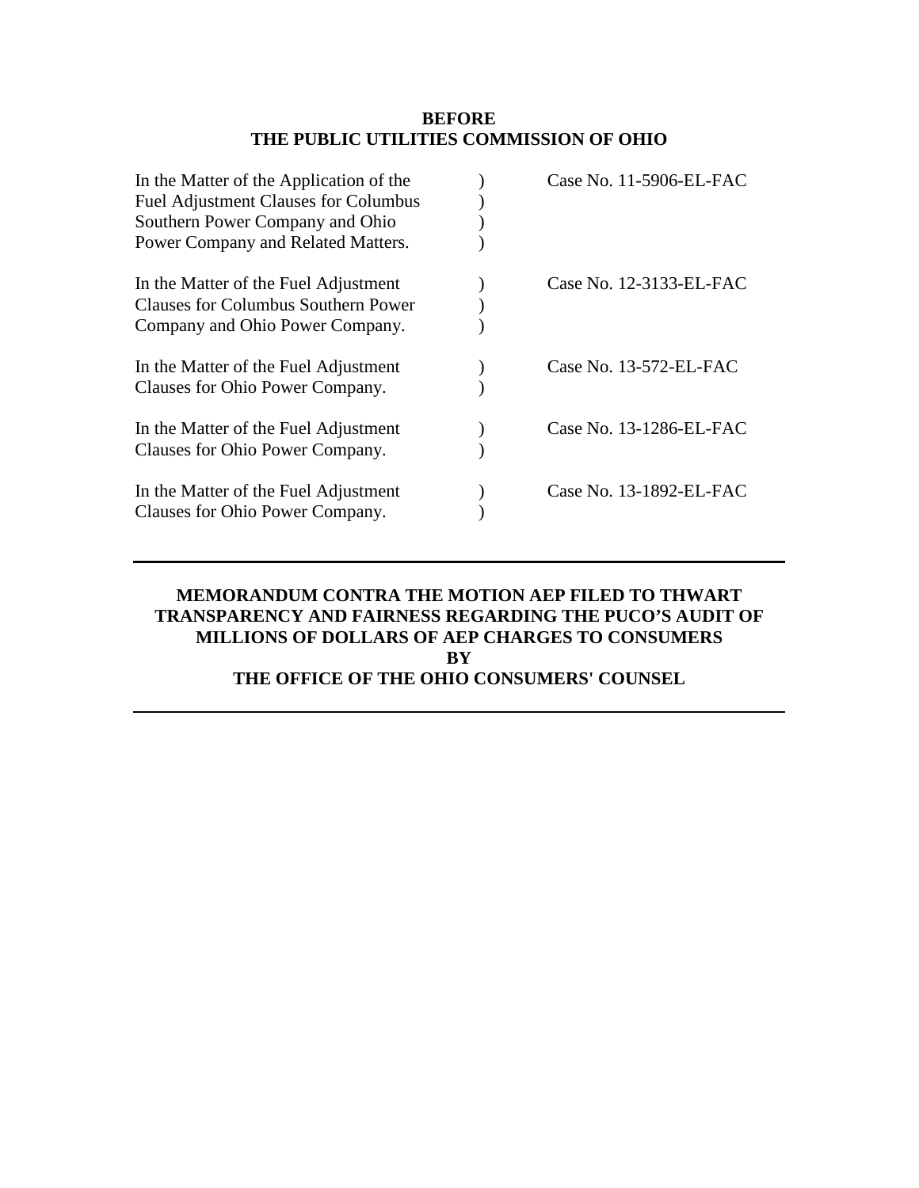**BEFORE**
**THE PUBLIC UTILITIES COMMISSION OF OHIO**

| | | |
|---|---|---|
| In the Matter of the Application of the Fuel Adjustment Clauses for Columbus Southern Power Company and Ohio Power Company and Related Matters. | ) | Case No. 11-5906-EL-FAC |
| In the Matter of the Fuel Adjustment Clauses for Columbus Southern Power Company and Ohio Power Company. | ) | Case No. 12-3133-EL-FAC |
| In the Matter of the Fuel Adjustment Clauses for Ohio Power Company. | ) | Case No. 13-572-EL-FAC |
| In the Matter of the Fuel Adjustment Clauses for Ohio Power Company. | ) | Case No. 13-1286-EL-FAC |
| In the Matter of the Fuel Adjustment Clauses for Ohio Power Company. | ) | Case No. 13-1892-EL-FAC |

---

**MEMORANDUM CONTRA THE MOTION AEP FILED TO THWART TRANSPARENCY AND FAIRNESS REGARDING THE PUCO'S AUDIT OF MILLIONS OF DOLLARS OF AEP CHARGES TO CONSUMERS**
**BY**
**THE OFFICE OF THE OHIO CONSUMERS' COUNSEL**

---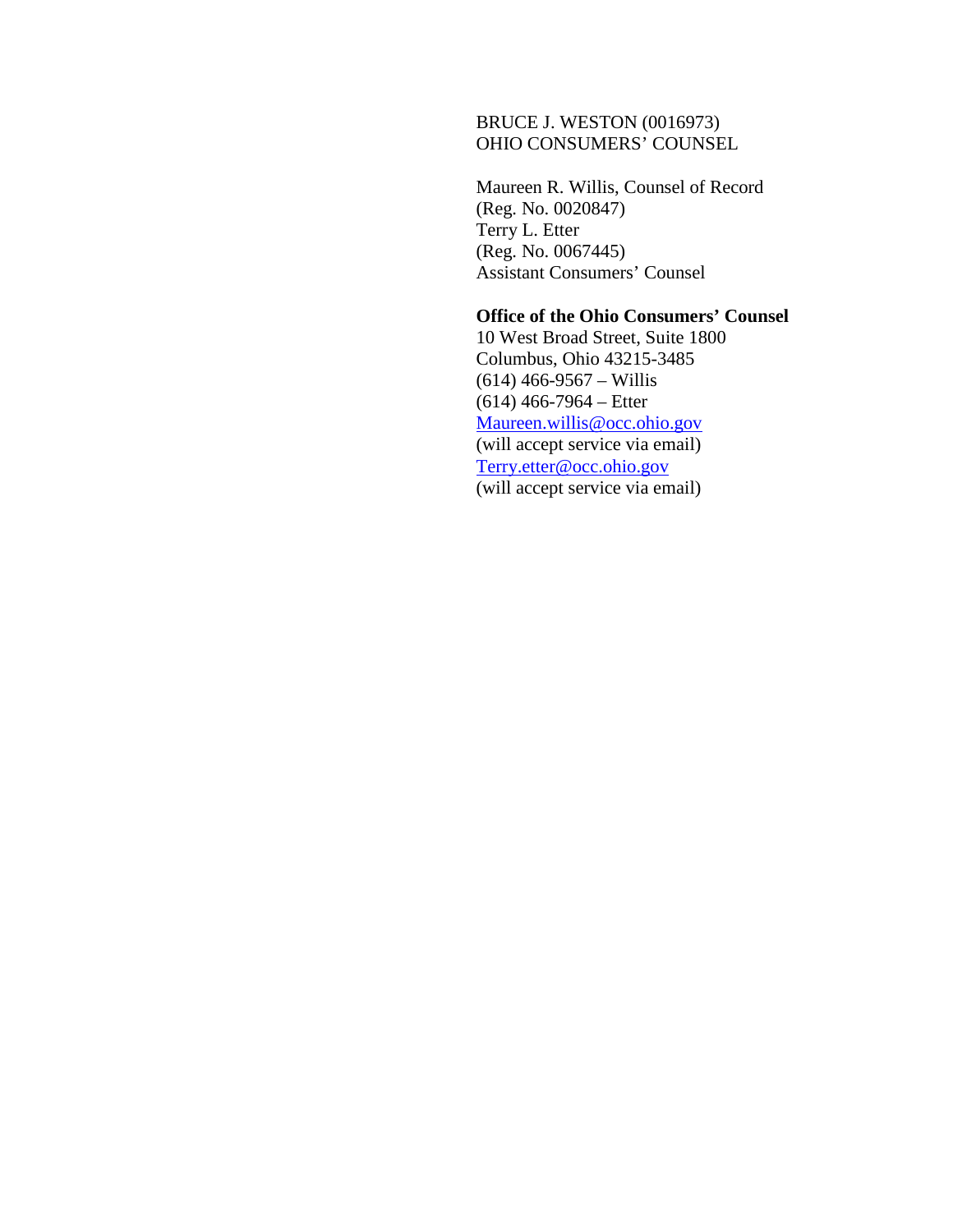BRUCE J. WESTON (0016973)
OHIO CONSUMERS' COUNSEL

Maureen R. Willis, Counsel of Record
(Reg. No. 0020847)
Terry L. Etter
(Reg. No. 0067445)
Assistant Consumers' Counsel

**Office of the Ohio Consumers' Counsel**
10 West Broad Street, Suite 1800
Columbus, Ohio 43215-3485
(614) 466-9567 – Willis
(614) 466-7964 – Etter
Maureen.willis@occ.ohio.gov
(will accept service via email)
Terry.etter@occ.ohio.gov
(will accept service via email)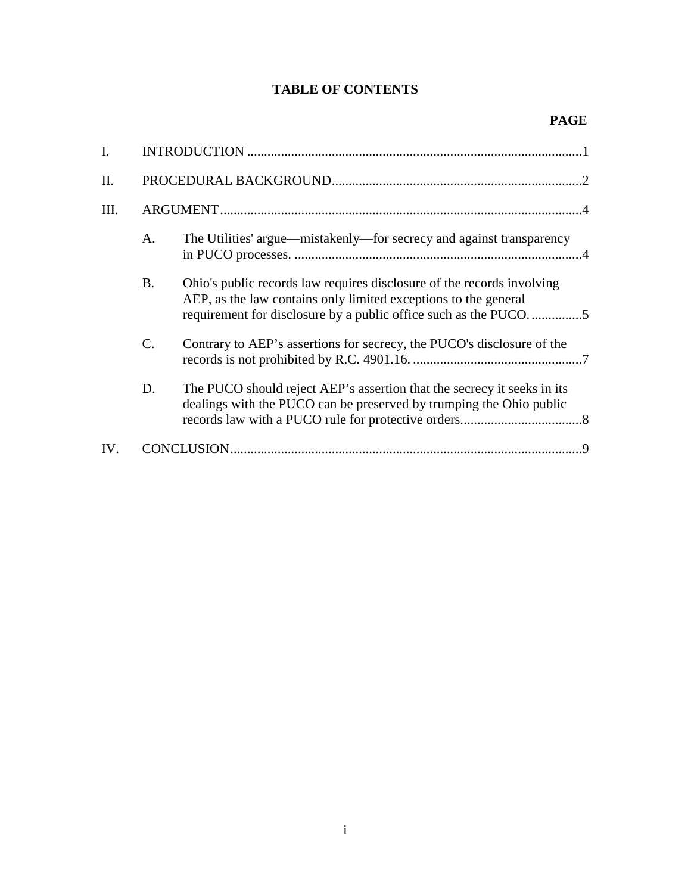## TABLE OF CONTENTS

| | | PAGE |
|---|---|---|
| I. | INTRODUCTION | 1 |
| II. | PROCEDURAL BACKGROUND | 2 |
| III. | ARGUMENT | 4 |
| | A. The Utilities' argue—mistakenly—for secrecy and against transparency in PUCO processes. | 4 |
| | B. Ohio's public records law requires disclosure of the records involving AEP, as the law contains only limited exceptions to the general requirement for disclosure by a public office such as the PUCO. | 5 |
| | C. Contrary to AEP's assertions for secrecy, the PUCO's disclosure of the records is not prohibited by R.C. 4901.16. | 7 |
| | D. The PUCO should reject AEP's assertion that the secrecy it seeks in its dealings with the PUCO can be preserved by trumping the Ohio public records law with a PUCO rule for protective orders. | 8 |
| IV. | CONCLUSION | 9 |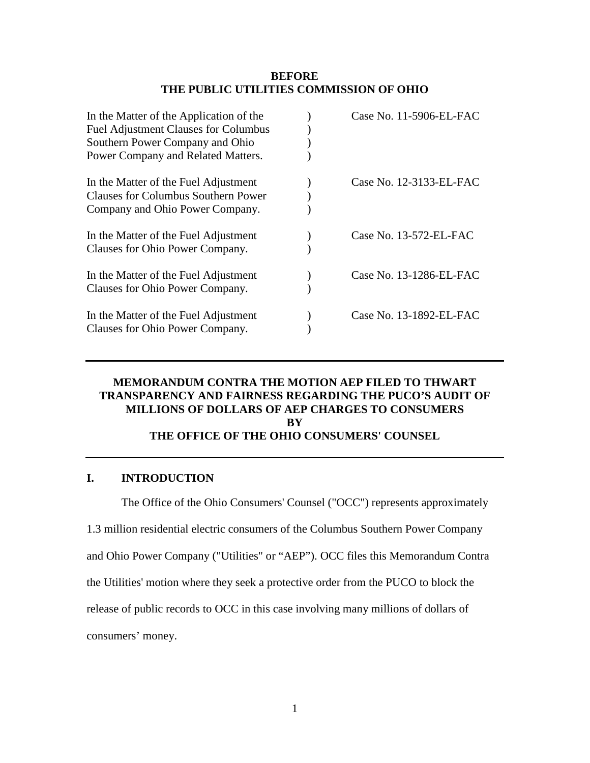**BEFORE**
**THE PUBLIC UTILITIES COMMISSION OF OHIO**

| | | |
|---|---|---|
| In the Matter of the Application of the Fuel Adjustment Clauses for Columbus Southern Power Company and Ohio Power Company and Related Matters. | ) | Case No. 11-5906-EL-FAC |
| In the Matter of the Fuel Adjustment Clauses for Columbus Southern Power Company and Ohio Power Company. | ) | Case No. 12-3133-EL-FAC |
| In the Matter of the Fuel Adjustment Clauses for Ohio Power Company. | ) | Case No. 13-572-EL-FAC |
| In the Matter of the Fuel Adjustment Clauses for Ohio Power Company. | ) | Case No. 13-1286-EL-FAC |
| In the Matter of the Fuel Adjustment Clauses for Ohio Power Company. | ) | Case No. 13-1892-EL-FAC |

---

**MEMORANDUM CONTRA THE MOTION AEP FILED TO THWART TRANSPARENCY AND FAIRNESS REGARDING THE PUCO'S AUDIT OF MILLIONS OF DOLLARS OF AEP CHARGES TO CONSUMERS**
**BY**
**THE OFFICE OF THE OHIO CONSUMERS' COUNSEL**

---

## I. INTRODUCTION

The Office of the Ohio Consumers' Counsel ("OCC") represents approximately 1.3 million residential electric consumers of the Columbus Southern Power Company and Ohio Power Company ("Utilities" or "AEP"). OCC files this Memorandum Contra the Utilities' motion where they seek a protective order from the PUCO to block the release of public records to OCC in this case involving many millions of dollars of consumers' money.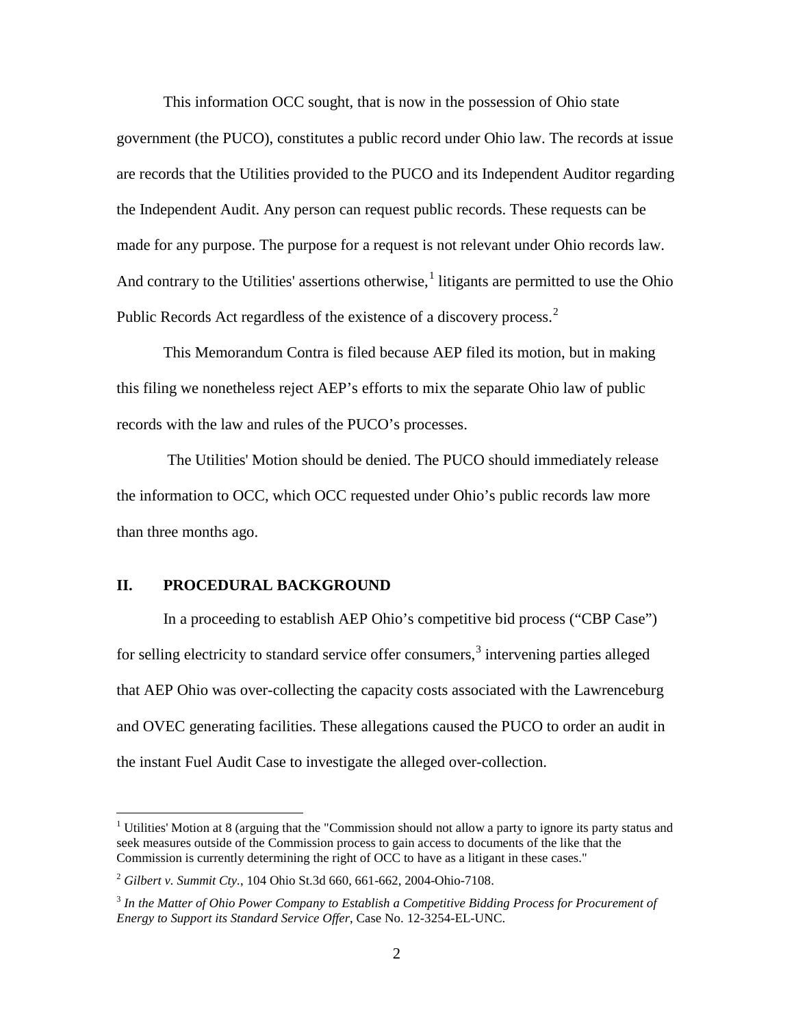This information OCC sought, that is now in the possession of Ohio state government (the PUCO), constitutes a public record under Ohio law. The records at issue are records that the Utilities provided to the PUCO and its Independent Auditor regarding the Independent Audit. Any person can request public records. These requests can be made for any purpose. The purpose for a request is not relevant under Ohio records law. And contrary to the Utilities' assertions otherwise,[1] litigants are permitted to use the Ohio Public Records Act regardless of the existence of a discovery process.[2]

This Memorandum Contra is filed because AEP filed its motion, but in making this filing we nonetheless reject AEP's efforts to mix the separate Ohio law of public records with the law and rules of the PUCO's processes.

The Utilities' Motion should be denied. The PUCO should immediately release the information to OCC, which OCC requested under Ohio's public records law more than three months ago.

## II. PROCEDURAL BACKGROUND

In a proceeding to establish AEP Ohio's competitive bid process ("CBP Case") for selling electricity to standard service offer consumers,[3] intervening parties alleged that AEP Ohio was over-collecting the capacity costs associated with the Lawrenceburg and OVEC generating facilities. These allegations caused the PUCO to order an audit in the instant Fuel Audit Case to investigate the alleged over-collection.

---

[1] Utilities' Motion at 8 (arguing that the "Commission should not allow a party to ignore its party status and seek measures outside of the Commission process to gain access to documents of the like that the Commission is currently determining the right of OCC to have as a litigant in these cases."

[2] *Gilbert v. Summit Cty.*, 104 Ohio St.3d 660, 661-662, 2004-Ohio-7108.

[3] *In the Matter of Ohio Power Company to Establish a Competitive Bidding Process for Procurement of Energy to Support its Standard Service Offer*, Case No. 12-3254-EL-UNC.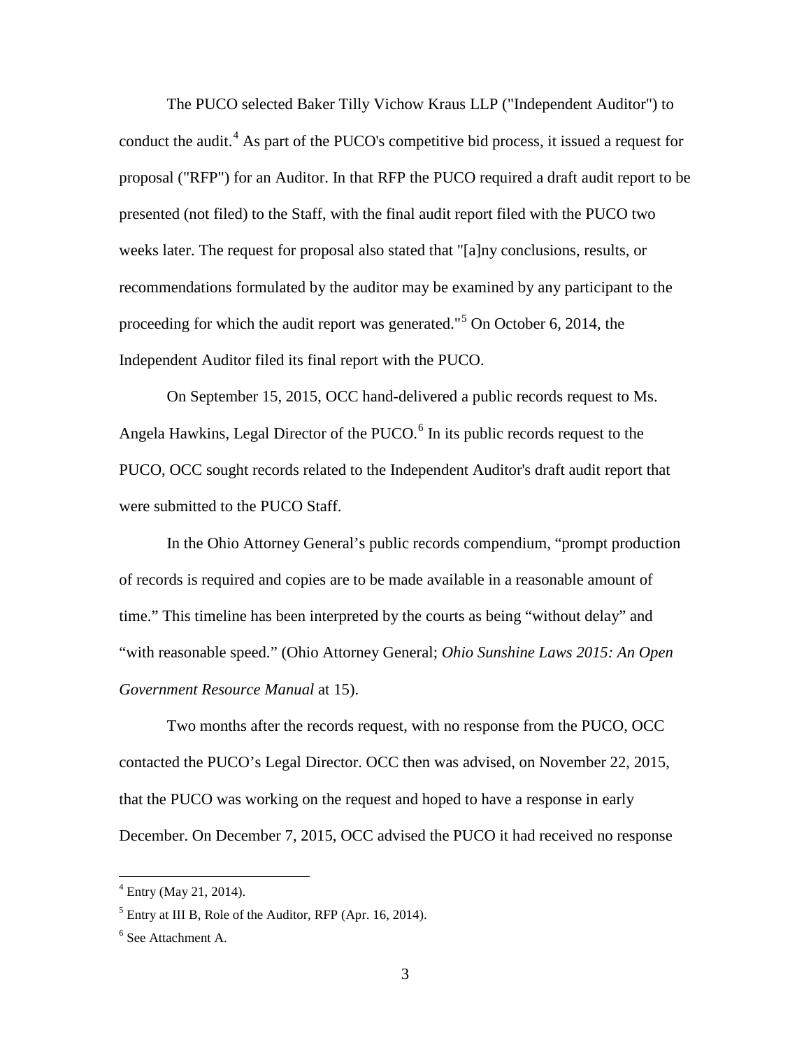The PUCO selected Baker Tilly Vichow Kraus LLP ("Independent Auditor") to conduct the audit.[4] As part of the PUCO's competitive bid process, it issued a request for proposal ("RFP") for an Auditor. In that RFP the PUCO required a draft audit report to be presented (not filed) to the Staff, with the final audit report filed with the PUCO two weeks later. The request for proposal also stated that "[a]ny conclusions, results, or recommendations formulated by the auditor may be examined by any participant to the proceeding for which the audit report was generated."[5] On October 6, 2014, the Independent Auditor filed its final report with the PUCO.

On September 15, 2015, OCC hand-delivered a public records request to Ms. Angela Hawkins, Legal Director of the PUCO.[6] In its public records request to the PUCO, OCC sought records related to the Independent Auditor's draft audit report that were submitted to the PUCO Staff.

In the Ohio Attorney General's public records compendium, "prompt production of records is required and copies are to be made available in a reasonable amount of time." This timeline has been interpreted by the courts as being "without delay" and "with reasonable speed." (Ohio Attorney General; *Ohio Sunshine Laws 2015: An Open Government Resource Manual* at 15).

Two months after the records request, with no response from the PUCO, OCC contacted the PUCO's Legal Director. OCC then was advised, on November 22, 2015, that the PUCO was working on the request and hoped to have a response in early December. On December 7, 2015, OCC advised the PUCO it had received no response

---

[4] Entry (May 21, 2014).

[5] Entry at III B, Role of the Auditor, RFP (Apr. 16, 2014).

[6] See Attachment A.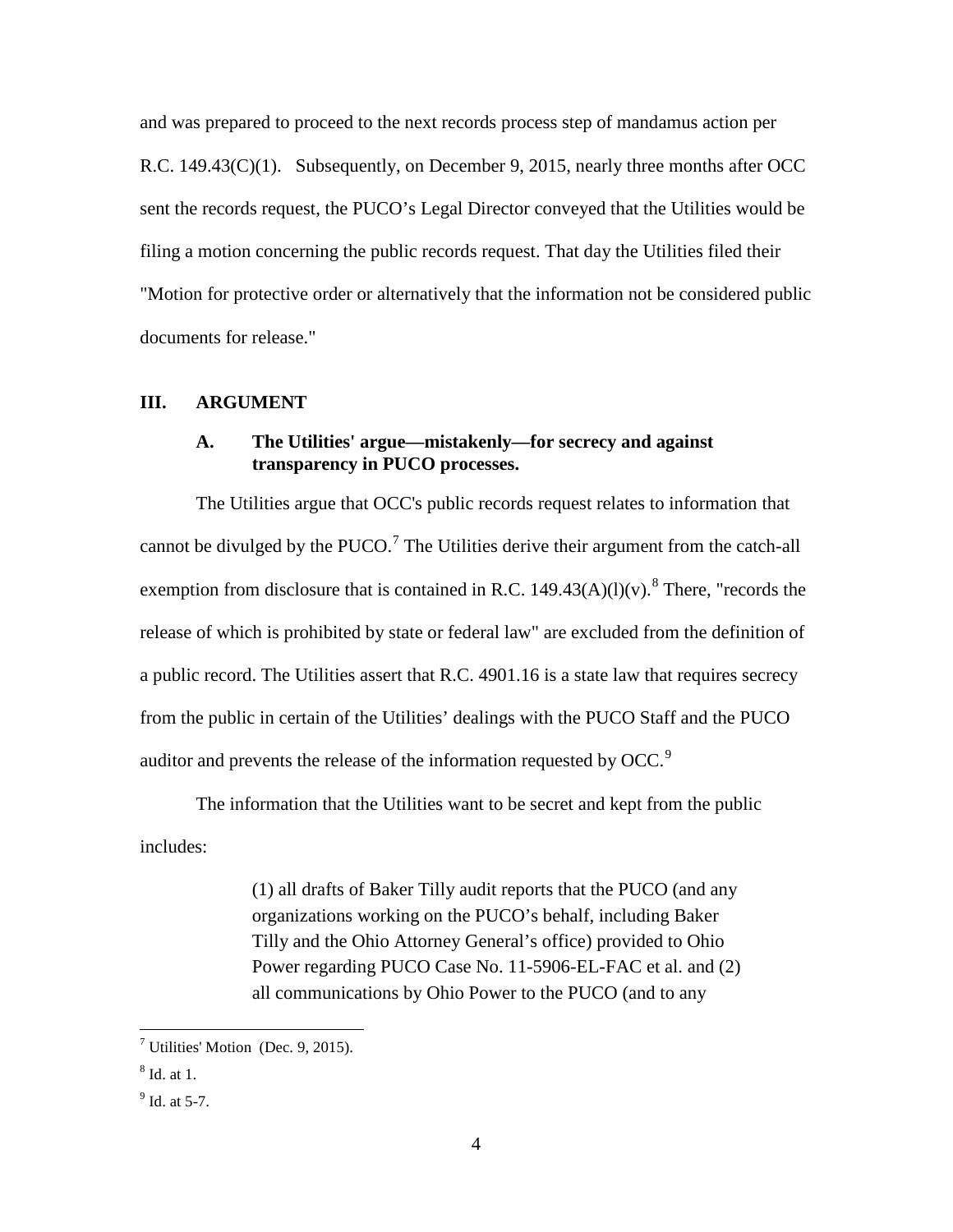and was prepared to proceed to the next records process step of mandamus action per R.C. 149.43(C)(1). Subsequently, on December 9, 2015, nearly three months after OCC sent the records request, the PUCO's Legal Director conveyed that the Utilities would be filing a motion concerning the public records request. That day the Utilities filed their "Motion for protective order or alternatively that the information not be considered public documents for release."

## III. ARGUMENT

### A. The Utilities' argue—mistakenly—for secrecy and against transparency in PUCO processes.

The Utilities argue that OCC's public records request relates to information that cannot be divulged by the PUCO.[7] The Utilities derive their argument from the catch-all exemption from disclosure that is contained in R.C. 149.43(A)(l)(v).[8] There, "records the release of which is prohibited by state or federal law" are excluded from the definition of a public record. The Utilities assert that R.C. 4901.16 is a state law that requires secrecy from the public in certain of the Utilities' dealings with the PUCO Staff and the PUCO auditor and prevents the release of the information requested by OCC.[9]

The information that the Utilities want to be secret and kept from the public includes:

> (1) all drafts of Baker Tilly audit reports that the PUCO (and any organizations working on the PUCO's behalf, including Baker Tilly and the Ohio Attorney General's office) provided to Ohio Power regarding PUCO Case No. 11-5906-EL-FAC et al. and (2) all communications by Ohio Power to the PUCO (and to any

---

[7] Utilities' Motion (Dec. 9, 2015).

[8] Id. at 1.

[9] Id. at 5-7.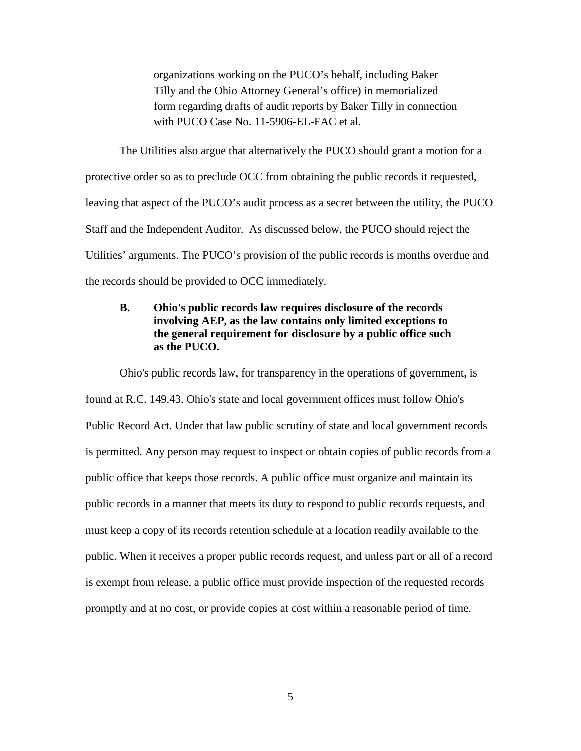organizations working on the PUCO's behalf, including Baker Tilly and the Ohio Attorney General's office) in memorialized form regarding drafts of audit reports by Baker Tilly in connection with PUCO Case No. 11-5906-EL-FAC et al.

The Utilities also argue that alternatively the PUCO should grant a motion for a protective order so as to preclude OCC from obtaining the public records it requested, leaving that aspect of the PUCO's audit process as a secret between the utility, the PUCO Staff and the Independent Auditor. As discussed below, the PUCO should reject the Utilities' arguments. The PUCO's provision of the public records is months overdue and the records should be provided to OCC immediately.

### B. Ohio's public records law requires disclosure of the records involving AEP, as the law contains only limited exceptions to the general requirement for disclosure by a public office such as the PUCO.

Ohio's public records law, for transparency in the operations of government, is found at R.C. 149.43. Ohio's state and local government offices must follow Ohio's Public Record Act. Under that law public scrutiny of state and local government records is permitted. Any person may request to inspect or obtain copies of public records from a public office that keeps those records. A public office must organize and maintain its public records in a manner that meets its duty to respond to public records requests, and must keep a copy of its records retention schedule at a location readily available to the public. When it receives a proper public records request, and unless part or all of a record is exempt from release, a public office must provide inspection of the requested records promptly and at no cost, or provide copies at cost within a reasonable period of time.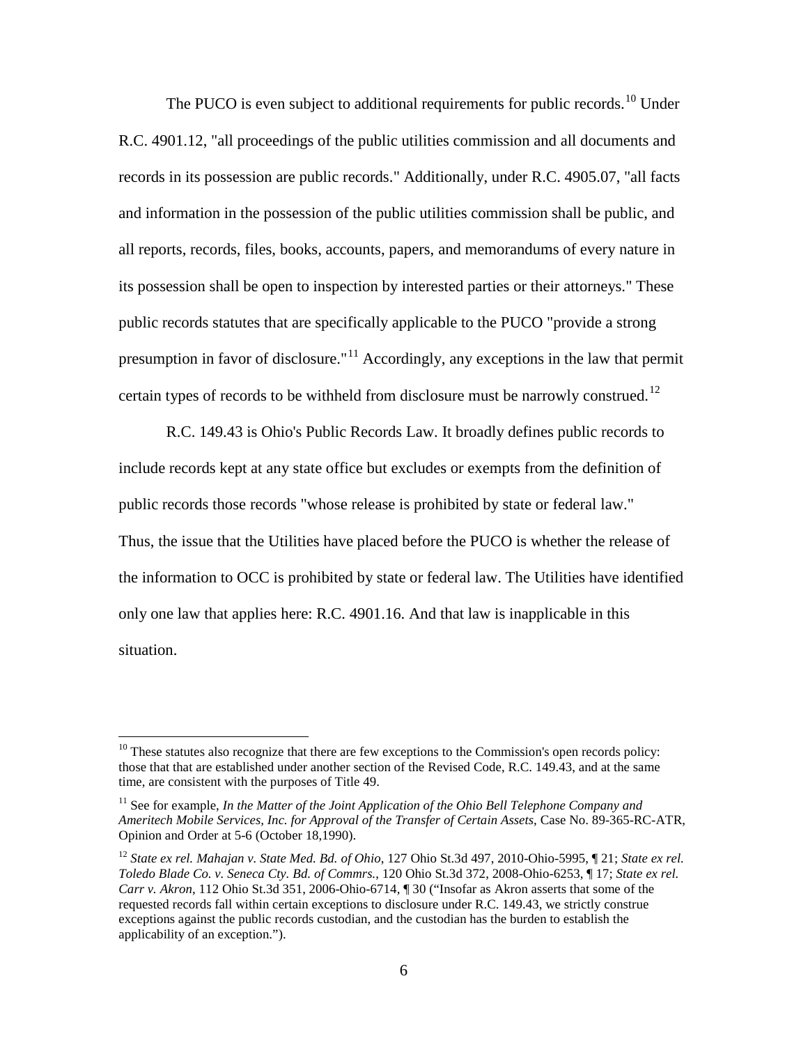The PUCO is even subject to additional requirements for public records.[10] Under R.C. 4901.12, "all proceedings of the public utilities commission and all documents and records in its possession are public records." Additionally, under R.C. 4905.07, "all facts and information in the possession of the public utilities commission shall be public, and all reports, records, files, books, accounts, papers, and memorandums of every nature in its possession shall be open to inspection by interested parties or their attorneys." These public records statutes that are specifically applicable to the PUCO "provide a strong presumption in favor of disclosure."[11] Accordingly, any exceptions in the law that permit certain types of records to be withheld from disclosure must be narrowly construed.[12]

R.C. 149.43 is Ohio's Public Records Law. It broadly defines public records to include records kept at any state office but excludes or exempts from the definition of public records those records "whose release is prohibited by state or federal law." Thus, the issue that the Utilities have placed before the PUCO is whether the release of the information to OCC is prohibited by state or federal law. The Utilities have identified only one law that applies here: R.C. 4901.16. And that law is inapplicable in this situation.

---

[10] These statutes also recognize that there are few exceptions to the Commission's open records policy: those that that are established under another section of the Revised Code, R.C. 149.43, and at the same time, are consistent with the purposes of Title 49.

[11] See for example, *In the Matter of the Joint Application of the Ohio Bell Telephone Company and Ameritech Mobile Services, Inc. for Approval of the Transfer of Certain Assets*, Case No. 89-365-RC-ATR, Opinion and Order at 5-6 (October 18,1990).

[12] *State ex rel. Mahajan v. State Med. Bd. of Ohio*, 127 Ohio St.3d 497, 2010-Ohio-5995, ¶ 21; *State ex rel. Toledo Blade Co. v. Seneca Cty. Bd. of Commrs.*, 120 Ohio St.3d 372, 2008-Ohio-6253, ¶ 17; *State ex rel. Carr v. Akron*, 112 Ohio St.3d 351, 2006-Ohio-6714, ¶ 30 ("Insofar as Akron asserts that some of the requested records fall within certain exceptions to disclosure under R.C. 149.43, we strictly construe exceptions against the public records custodian, and the custodian has the burden to establish the applicability of an exception.").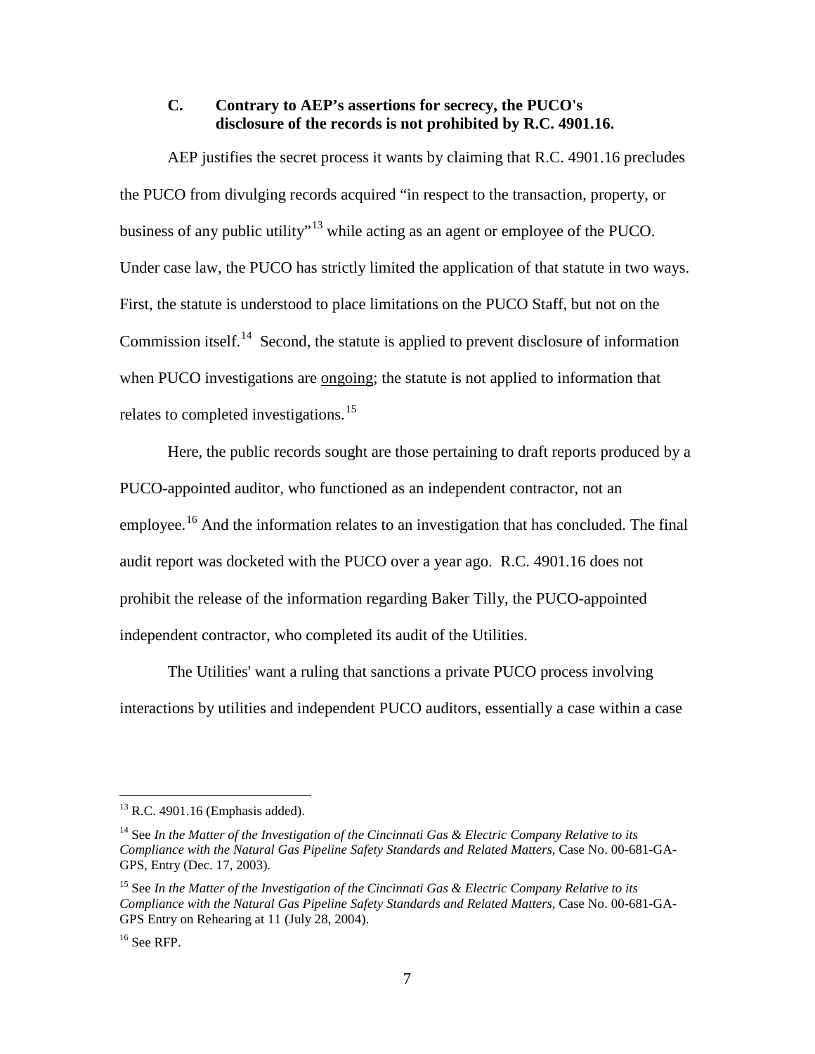### C. Contrary to AEP's assertions for secrecy, the PUCO's disclosure of the records is not prohibited by R.C. 4901.16.

AEP justifies the secret process it wants by claiming that R.C. 4901.16 precludes the PUCO from divulging records acquired "in respect to the transaction, property, or business of any public utility"[13] while acting as an agent or employee of the PUCO. Under case law, the PUCO has strictly limited the application of that statute in two ways. First, the statute is understood to place limitations on the PUCO Staff, but not on the Commission itself.[14] Second, the statute is applied to prevent disclosure of information when PUCO investigations are <u>ongoing</u>; the statute is not applied to information that relates to completed investigations.[15]

Here, the public records sought are those pertaining to draft reports produced by a PUCO-appointed auditor, who functioned as an independent contractor, not an employee.[16] And the information relates to an investigation that has concluded. The final audit report was docketed with the PUCO over a year ago. R.C. 4901.16 does not prohibit the release of the information regarding Baker Tilly, the PUCO-appointed independent contractor, who completed its audit of the Utilities.

The Utilities' want a ruling that sanctions a private PUCO process involving interactions by utilities and independent PUCO auditors, essentially a case within a case

---

[13] R.C. 4901.16 (Emphasis added).

[14] See *In the Matter of the Investigation of the Cincinnati Gas & Electric Company Relative to its Compliance with the Natural Gas Pipeline Safety Standards and Related Matters*, Case No. 00-681-GA-GPS, Entry (Dec. 17, 2003).

[15] See *In the Matter of the Investigation of the Cincinnati Gas & Electric Company Relative to its Compliance with the Natural Gas Pipeline Safety Standards and Related Matters*, Case No. 00-681-GA-GPS Entry on Rehearing at 11 (July 28, 2004).

[16] See RFP.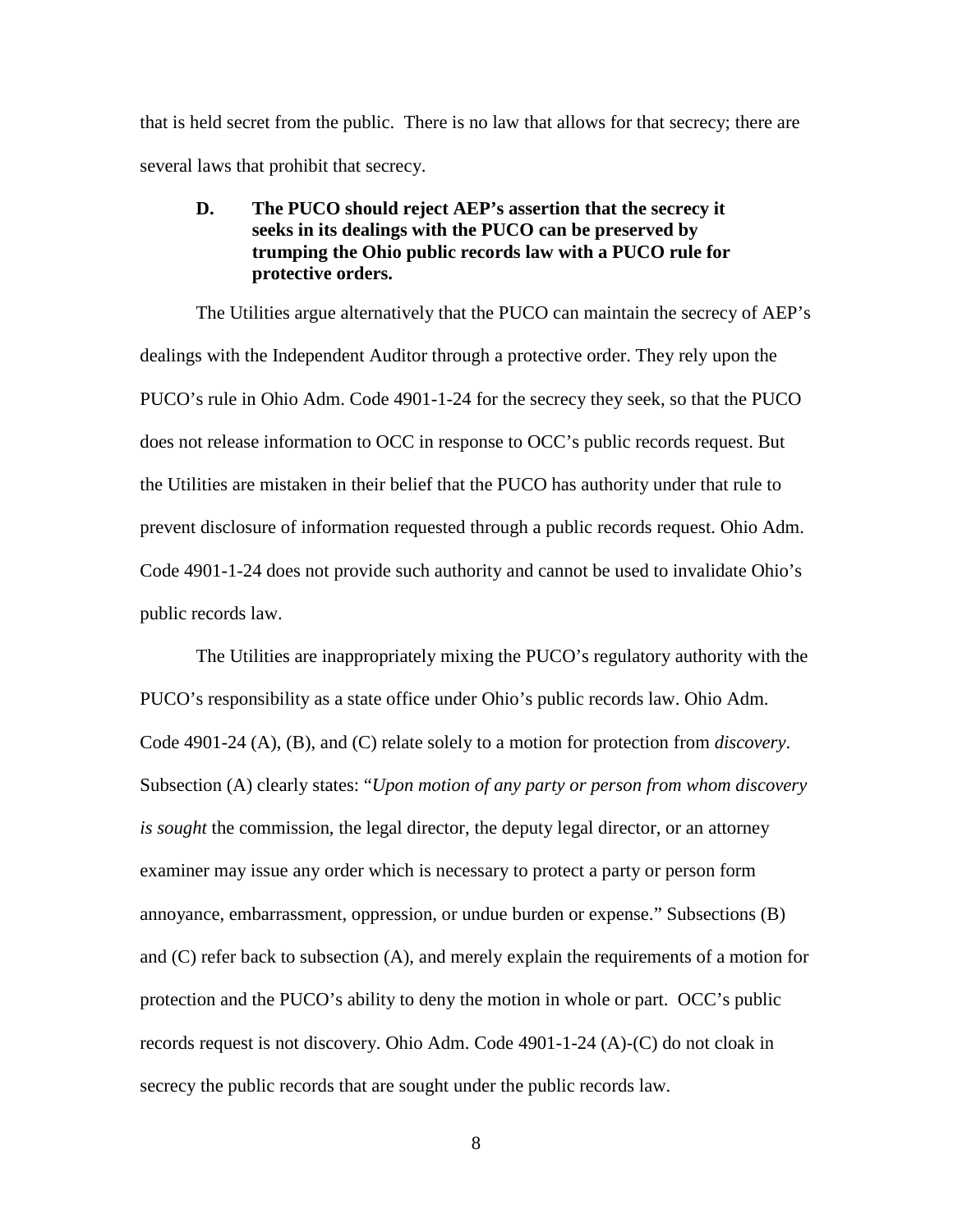that is held secret from the public. There is no law that allows for that secrecy; there are several laws that prohibit that secrecy.

### D. The PUCO should reject AEP's assertion that the secrecy it seeks in its dealings with the PUCO can be preserved by trumping the Ohio public records law with a PUCO rule for protective orders.

The Utilities argue alternatively that the PUCO can maintain the secrecy of AEP's dealings with the Independent Auditor through a protective order. They rely upon the PUCO's rule in Ohio Adm. Code 4901-1-24 for the secrecy they seek, so that the PUCO does not release information to OCC in response to OCC's public records request. But the Utilities are mistaken in their belief that the PUCO has authority under that rule to prevent disclosure of information requested through a public records request. Ohio Adm. Code 4901-1-24 does not provide such authority and cannot be used to invalidate Ohio's public records law.

The Utilities are inappropriately mixing the PUCO's regulatory authority with the PUCO's responsibility as a state office under Ohio's public records law. Ohio Adm. Code 4901-24 (A), (B), and (C) relate solely to a motion for protection from *discovery*. Subsection (A) clearly states: "*Upon motion of any party or person from whom discovery is sought* the commission, the legal director, the deputy legal director, or an attorney examiner may issue any order which is necessary to protect a party or person form annoyance, embarrassment, oppression, or undue burden or expense." Subsections (B) and (C) refer back to subsection (A), and merely explain the requirements of a motion for protection and the PUCO's ability to deny the motion in whole or part. OCC's public records request is not discovery. Ohio Adm. Code 4901-1-24 (A)-(C) do not cloak in secrecy the public records that are sought under the public records law.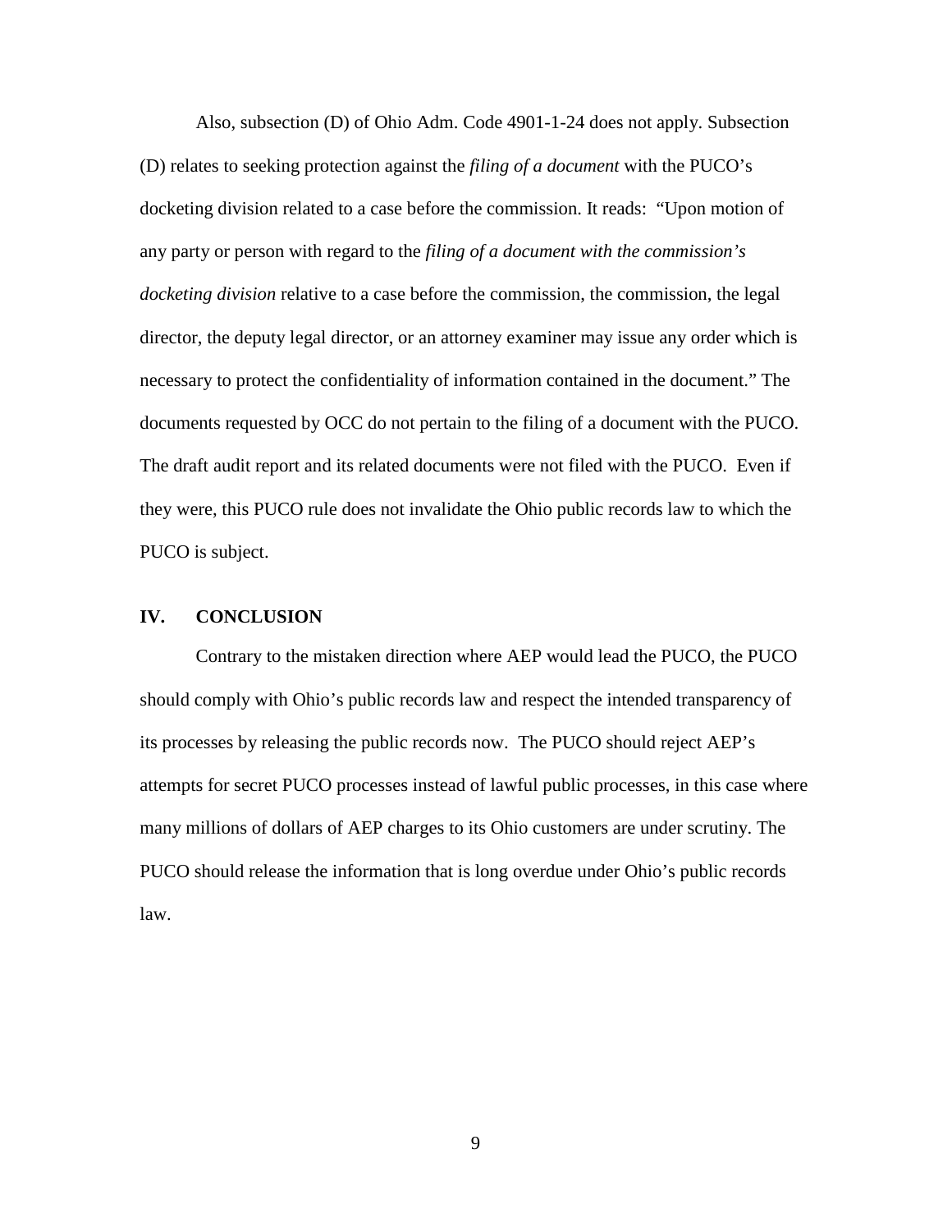Also, subsection (D) of Ohio Adm. Code 4901-1-24 does not apply. Subsection (D) relates to seeking protection against the *filing of a document* with the PUCO's docketing division related to a case before the commission. It reads: "Upon motion of any party or person with regard to the *filing of a document with the commission's docketing division* relative to a case before the commission, the commission, the legal director, the deputy legal director, or an attorney examiner may issue any order which is necessary to protect the confidentiality of information contained in the document." The documents requested by OCC do not pertain to the filing of a document with the PUCO. The draft audit report and its related documents were not filed with the PUCO. Even if they were, this PUCO rule does not invalidate the Ohio public records law to which the PUCO is subject.

## IV. CONCLUSION

Contrary to the mistaken direction where AEP would lead the PUCO, the PUCO should comply with Ohio's public records law and respect the intended transparency of its processes by releasing the public records now. The PUCO should reject AEP's attempts for secret PUCO processes instead of lawful public processes, in this case where many millions of dollars of AEP charges to its Ohio customers are under scrutiny. The PUCO should release the information that is long overdue under Ohio's public records law.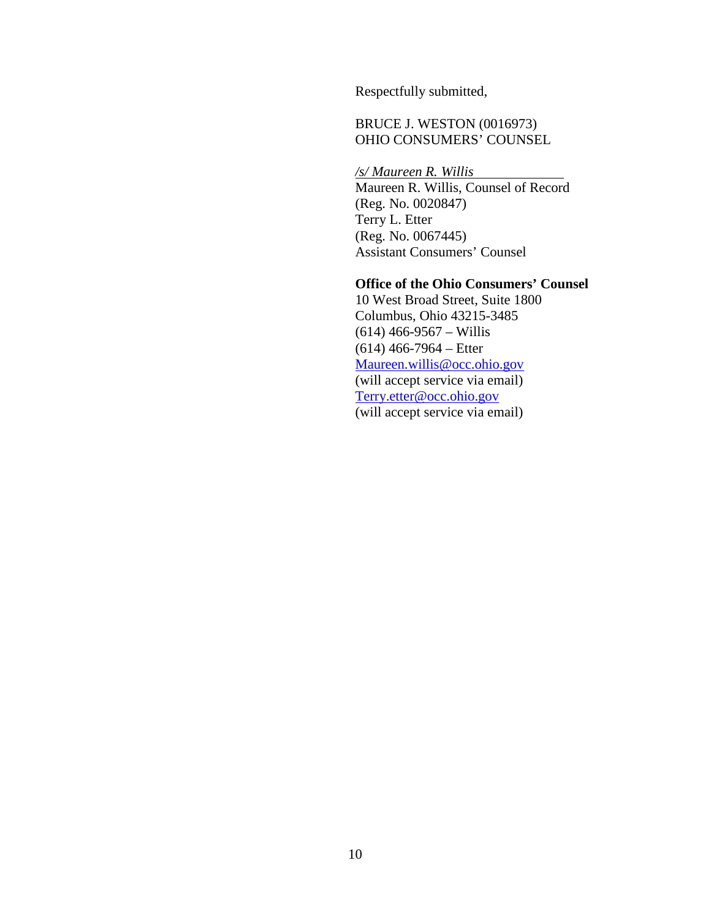Respectfully submitted,

BRUCE J. WESTON (0016973)
OHIO CONSUMERS' COUNSEL

*/s/ Maureen R. Willis*
Maureen R. Willis, Counsel of Record
(Reg. No. 0020847)
Terry L. Etter
(Reg. No. 0067445)
Assistant Consumers' Counsel

**Office of the Ohio Consumers' Counsel**
10 West Broad Street, Suite 1800
Columbus, Ohio 43215-3485
(614) 466-9567 – Willis
(614) 466-7964 – Etter
Maureen.willis@occ.ohio.gov
(will accept service via email)
Terry.etter@occ.ohio.gov
(will accept service via email)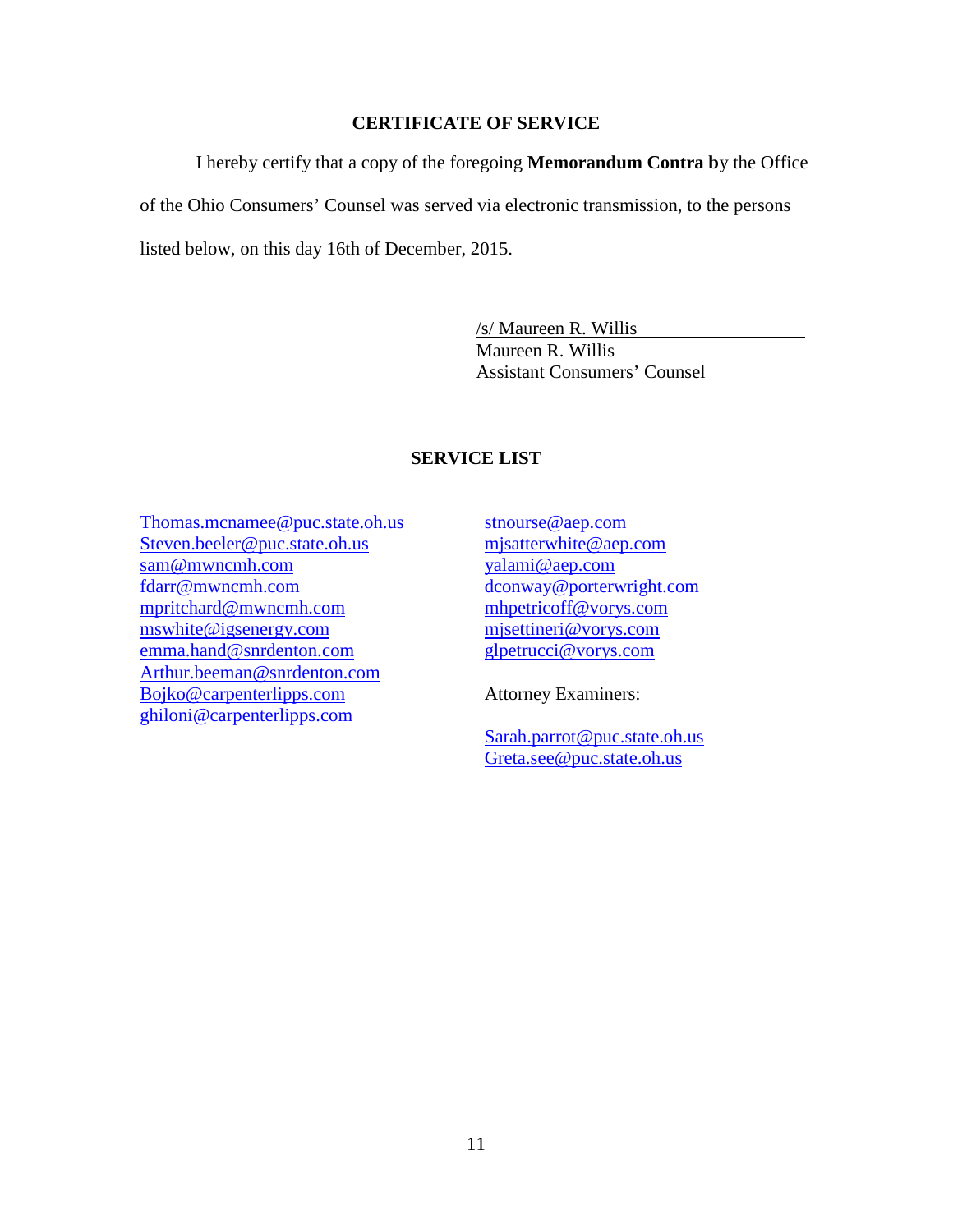## CERTIFICATE OF SERVICE

I hereby certify that a copy of the foregoing **Memorandum Contra b**y the Office of the Ohio Consumers' Counsel was served via electronic transmission, to the persons listed below, on this day 16th of December, 2015.

/s/ Maureen R. Willis
Maureen R. Willis
Assistant Consumers' Counsel

## SERVICE LIST

Thomas.mcnamee@puc.state.oh.us
Steven.beeler@puc.state.oh.us
sam@mwncmh.com
fdarr@mwncmh.com
mpritchard@mwncmh.com
mswhite@igsenergy.com
emma.hand@snrdenton.com
Arthur.beeman@snrdenton.com
Bojko@carpenterlipps.com
ghiloni@carpenterlipps.com

stnourse@aep.com
mjsatterwhite@aep.com
yalami@aep.com
dconway@porterwright.com
mhpetricoff@vorys.com
mjsettineri@vorys.com
glpetrucci@vorys.com

Attorney Examiners:

Sarah.parrot@puc.state.oh.us
Greta.see@puc.state.oh.us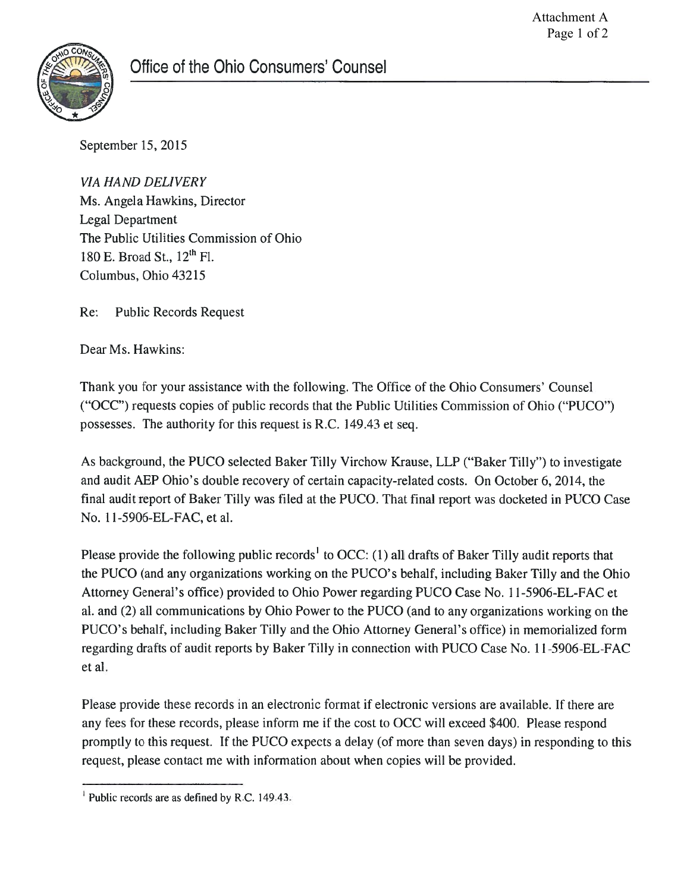Attachment A

Office of the Ohio Consumers' Counsel

September 15, 2015

*VIA HAND DELIVERY*
Ms. Angela Hawkins, Director
Legal Department
The Public Utilities Commission of Ohio
180 E. Broad St., 12th Fl.
Columbus, Ohio 43215

Re: Public Records Request

Dear Ms. Hawkins:

Thank you for your assistance with the following. The Office of the Ohio Consumers' Counsel ("OCC") requests copies of public records that the Public Utilities Commission of Ohio ("PUCO") possesses. The authority for this request is R.C. 149.43 et seq.

As background, the PUCO selected Baker Tilly Virchow Krause, LLP ("Baker Tilly") to investigate and audit AEP Ohio's double recovery of certain capacity-related costs. On October 6, 2014, the final audit report of Baker Tilly was filed at the PUCO. That final report was docketed in PUCO Case No. 11-5906-EL-FAC, et al.

Please provide the following public records[1] to OCC: (1) all drafts of Baker Tilly audit reports that the PUCO (and any organizations working on the PUCO's behalf, including Baker Tilly and the Ohio Attorney General's office) provided to Ohio Power regarding PUCO Case No. 11-5906-EL-FAC et al. and (2) all communications by Ohio Power to the PUCO (and to any organizations working on the PUCO's behalf, including Baker Tilly and the Ohio Attorney General's office) in memorialized form regarding drafts of audit reports by Baker Tilly in connection with PUCO Case No. 11-5906-EL-FAC et al.

Please provide these records in an electronic format if electronic versions are available. If there are any fees for these records, please inform me if the cost to OCC will exceed $400. Please respond promptly to this request. If the PUCO expects a delay (of more than seven days) in responding to this request, please contact me with information about when copies will be provided.

---

[1] Public records are as defined by R.C. 149.43.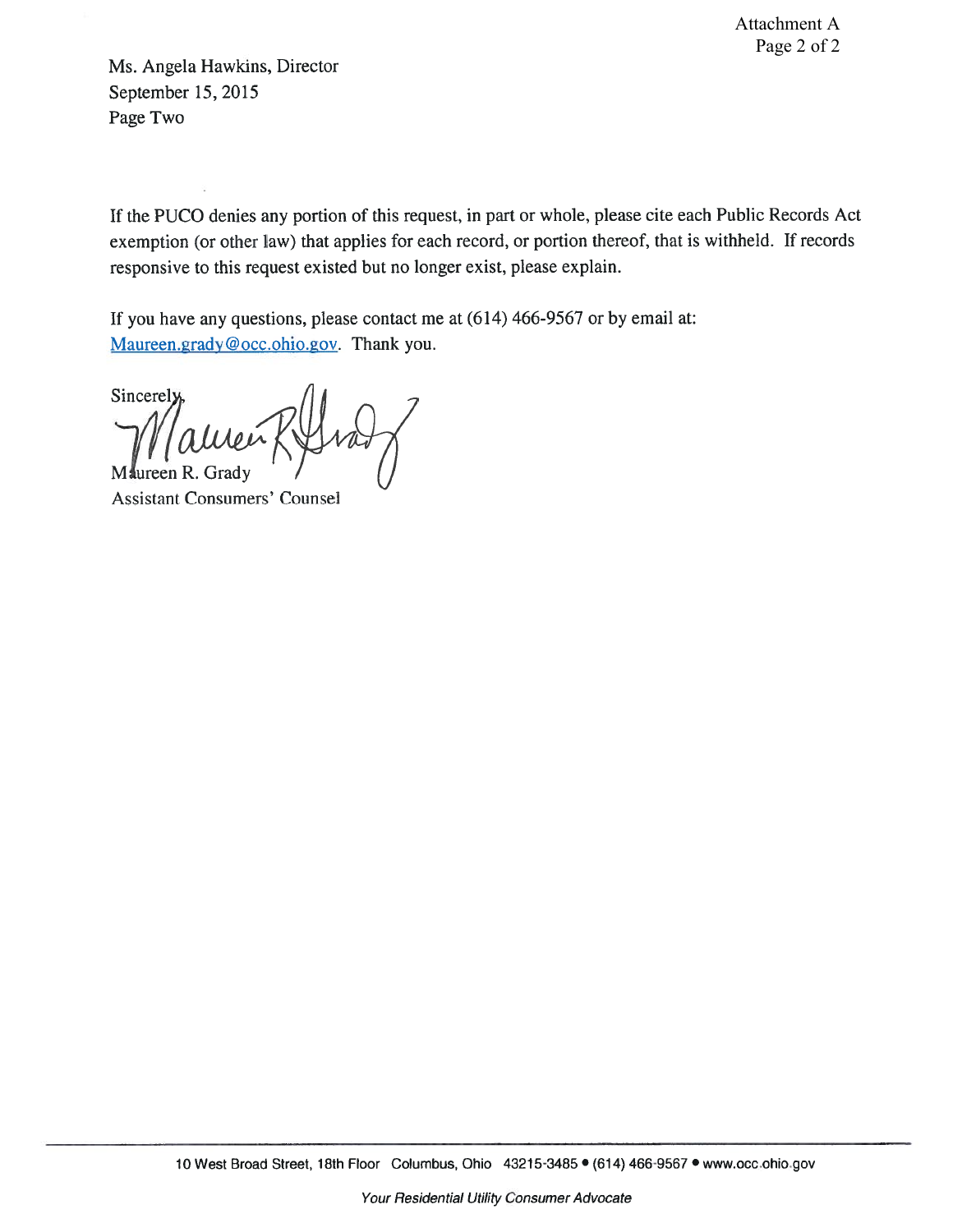Attachment A

Ms. Angela Hawkins, Director
September 15, 2015
Page Two

If the PUCO denies any portion of this request, in part or whole, please cite each Public Records Act exemption (or other law) that applies for each record, or portion thereof, that is withheld. If records responsive to this request existed but no longer exist, please explain.

If you have any questions, please contact me at (614) 466-9567 or by email at: Maureen.grady@occ.ohio.gov. Thank you.

Sincerely,

Maureen R. Grady
Assistant Consumers' Counsel

10 West Broad Street, 18th Floor Columbus, Ohio 43215-3485 • (614) 466-9567 • www.occ.ohio.gov

*Your Residential Utility Consumer Advocate*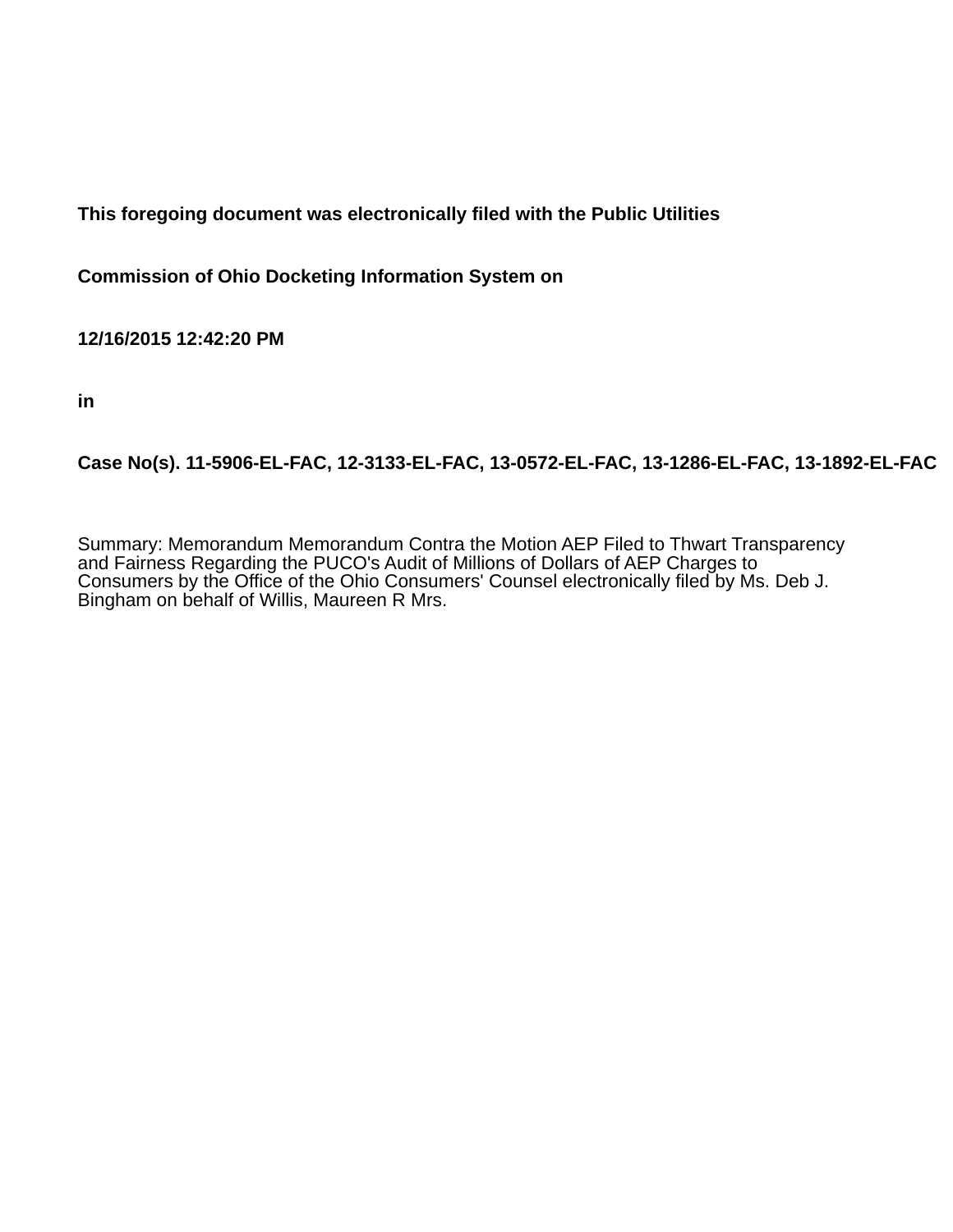**This foregoing document was electronically filed with the Public Utilities**

**Commission of Ohio Docketing Information System on**

**12/16/2015 12:42:20 PM**

**in**

**Case No(s). 11-5906-EL-FAC, 12-3133-EL-FAC, 13-0572-EL-FAC, 13-1286-EL-FAC, 13-1892-EL-FAC**

Summary: Memorandum Memorandum Contra the Motion AEP Filed to Thwart Transparency and Fairness Regarding the PUCO's Audit of Millions of Dollars of AEP Charges to Consumers by the Office of the Ohio Consumers' Counsel electronically filed by Ms. Deb J. Bingham on behalf of Willis, Maureen R Mrs.